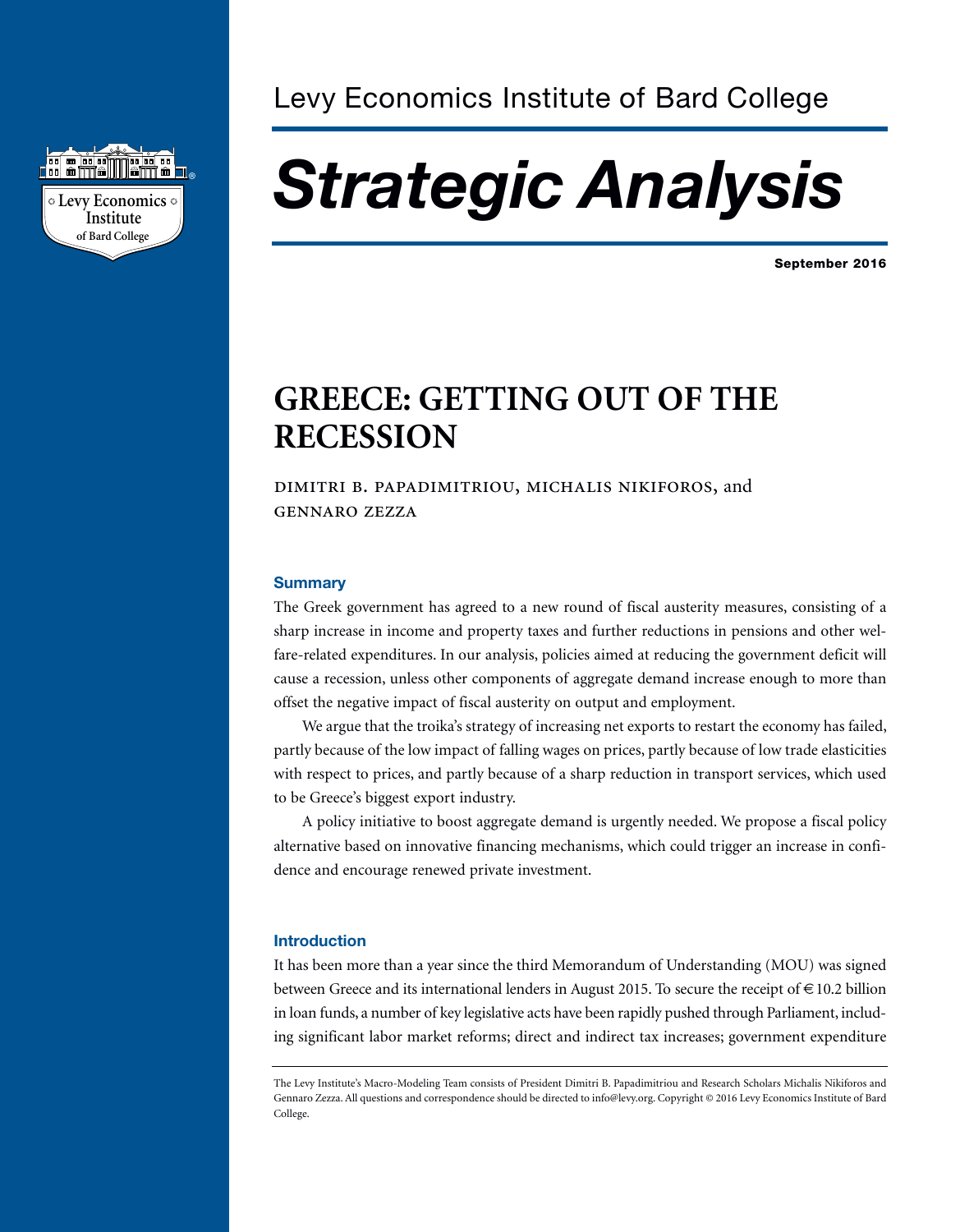Levy Economics Institute of Bard College

# *Strategic Analysis*

**September 2016**

## GREECE: GETTING OUT OF THE RECESSION

DIMITRI B. PAPADIMITRIOU, MICHALIS NIKIFOROS, and GENNARO ZEZZA

### Summary

The Greek government has agreed to a new round of fiscal austerity measures, consisting of a sharp increase in income and property taxes and further reductions in pensions and other welfare-related expenditures. In our analysis, policies aimed at reducing the government deficit will cause a recession, unless other components of aggregate demand increase enough to more than offset the negative impact of fiscal austerity on output and employment.

We argue that the troika's strategy of increasing net exports to restart the economy has failed, partly because of the low impact of falling wages on prices, partly because of low trade elasticities with respect to prices, and partly because of a sharp reduction in transport services, which used to be Greece's biggest export industry.

A policy initiative to boost aggregate demand is urgently needed. We propose a fiscal policy alternative based on innovative financing mechanisms, which could trigger an increase in confidence and encourage renewed private investment.

### Introduction

It has been more than a year since the third Memorandum of Understanding (MOU) was signed between Greece and its international lenders in August 2015. To secure the receipt of €10.2 billion in loan funds, a number of key legislative acts have been rapidly pushed through Parliament, including significant labor market reforms; direct and indirect tax increases; government expenditure

The Levy Institute's Macro-Modeling Team consists of President Dimitri B. Papadimitriou and Research Scholars Michalis Nikiforos and Gennaro Zezza. All questions and correspondence should be directed to info@levy.org. Copyright © 2016 Levy Economics Institute of Bard College.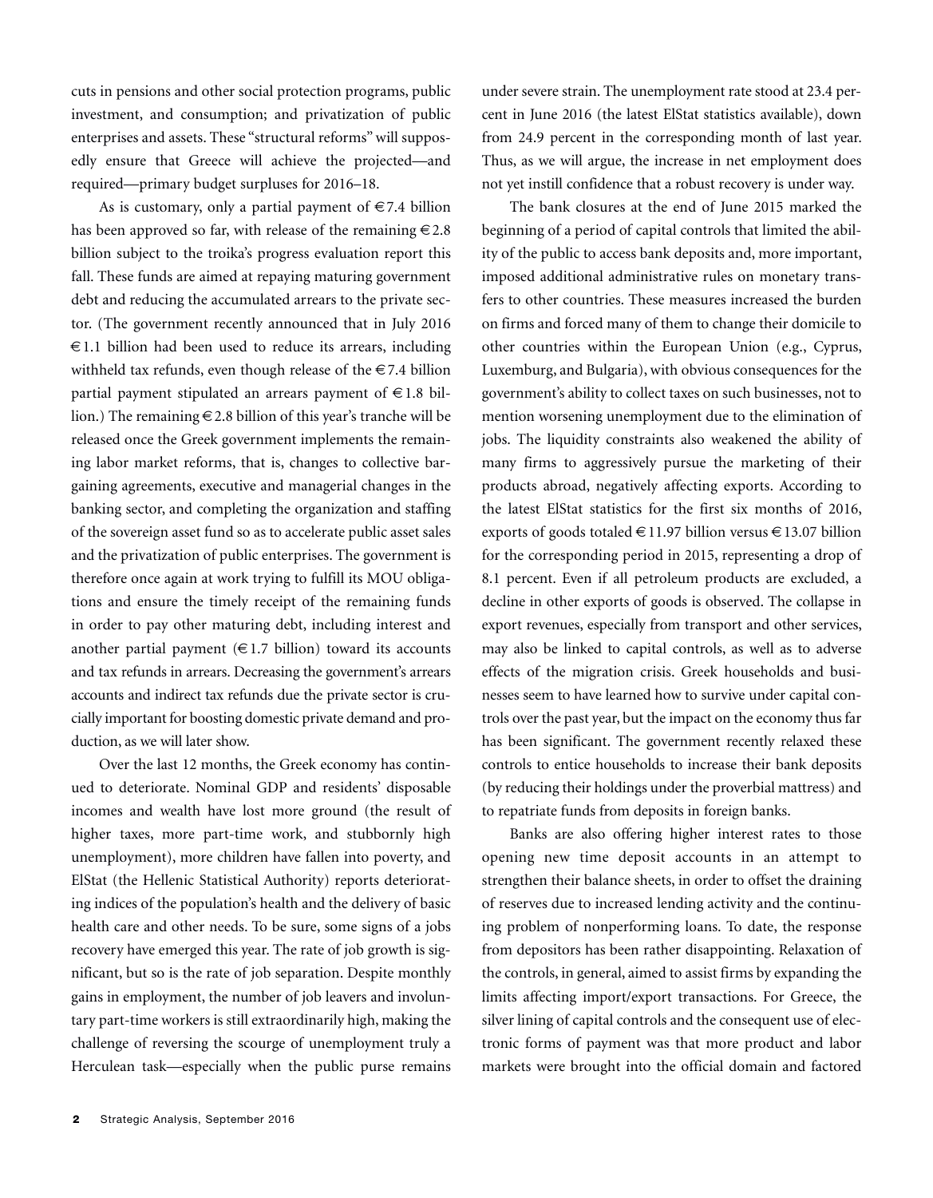cuts in pensions and other social protection programs, public investment, and consumption; and privatization of public enterprises and assets. These "structural reforms" will supposedly ensure that Greece will achieve the projected—and required—primary budget surpluses for 2016–18.

As is customary, only a partial payment of €7.4 billion has been approved so far, with release of the remaining €2.8 billion subject to the troika's progress evaluation report this fall. These funds are aimed at repaying maturing government debt and reducing the accumulated arrears to the private sector. (The government recently announced that in July 2016 €1.1 billion had been used to reduce its arrears, including withheld tax refunds, even though release of the €7.4 billion partial payment stipulated an arrears payment of €1.8 billion.) The remaining €2.8 billion of this year's tranche will be released once the Greek government implements the remaining labor market reforms, that is, changes to collective bargaining agreements, executive and managerial changes in the banking sector, and completing the organization and staffing of the sovereign asset fund so as to accelerate public asset sales and the privatization of public enterprises. The government is therefore once again at work trying to fulfill its MOU obligations and ensure the timely receipt of the remaining funds in order to pay other maturing debt, including interest and another partial payment (€1.7 billion) toward its accounts and tax refunds in arrears. Decreasing the government's arrears accounts and indirect tax refunds due the private sector is crucially important for boosting domestic private demand and production, as we will later show.

Over the last 12 months, the Greek economy has continued to deteriorate. Nominal GDP and residents' disposable incomes and wealth have lost more ground (the result of higher taxes, more part-time work, and stubbornly high unemployment), more children have fallen into poverty, and ElStat (the Hellenic Statistical Authority) reports deteriorating indices of the population's health and the delivery of basic health care and other needs. To be sure, some signs of a jobs recovery have emerged this year. The rate of job growth is significant, but so is the rate of job separation. Despite monthly gains in employment, the number of job leavers and involuntary part-time workers is still extraordinarily high, making the challenge of reversing the scourge of unemployment truly a Herculean task—especially when the public purse remains under severe strain. The unemployment rate stood at 23.4 percent in June 2016 (the latest ElStat statistics available), down from 24.9 percent in the corresponding month of last year. Thus, as we will argue, the increase in net employment does not yet instill confidence that a robust recovery is under way.

The bank closures at the end of June 2015 marked the beginning of a period of capital controls that limited the ability of the public to access bank deposits and, more important, imposed additional administrative rules on monetary transfers to other countries. These measures increased the burden on firms and forced many of them to change their domicile to other countries within the European Union (e.g., Cyprus, Luxemburg, and Bulgaria), with obvious consequences for the government's ability to collect taxes on such businesses, not to mention worsening unemployment due to the elimination of jobs. The liquidity constraints also weakened the ability of many firms to aggressively pursue the marketing of their products abroad, negatively affecting exports. According to the latest ElStat statistics for the first six months of 2016, exports of goods totaled €11.97 billion versus €13.07 billion for the corresponding period in 2015, representing a drop of 8.1 percent. Even if all petroleum products are excluded, a decline in other exports of goods is observed. The collapse in export revenues, especially from transport and other services, may also be linked to capital controls, as well as to adverse effects of the migration crisis. Greek households and businesses seem to have learned how to survive under capital controls over the past year, but the impact on the economy thus far has been significant. The government recently relaxed these controls to entice households to increase their bank deposits (by reducing their holdings under the proverbial mattress) and to repatriate funds from deposits in foreign banks.

Banks are also offering higher interest rates to those opening new time deposit accounts in an attempt to strengthen their balance sheets, in order to offset the draining of reserves due to increased lending activity and the continuing problem of nonperforming loans. To date, the response from depositors has been rather disappointing. Relaxation of the controls, in general, aimed to assist firms by expanding the limits affecting import/export transactions. For Greece, the silver lining of capital controls and the consequent use of electronic forms of payment was that more product and labor markets were brought into the official domain and factored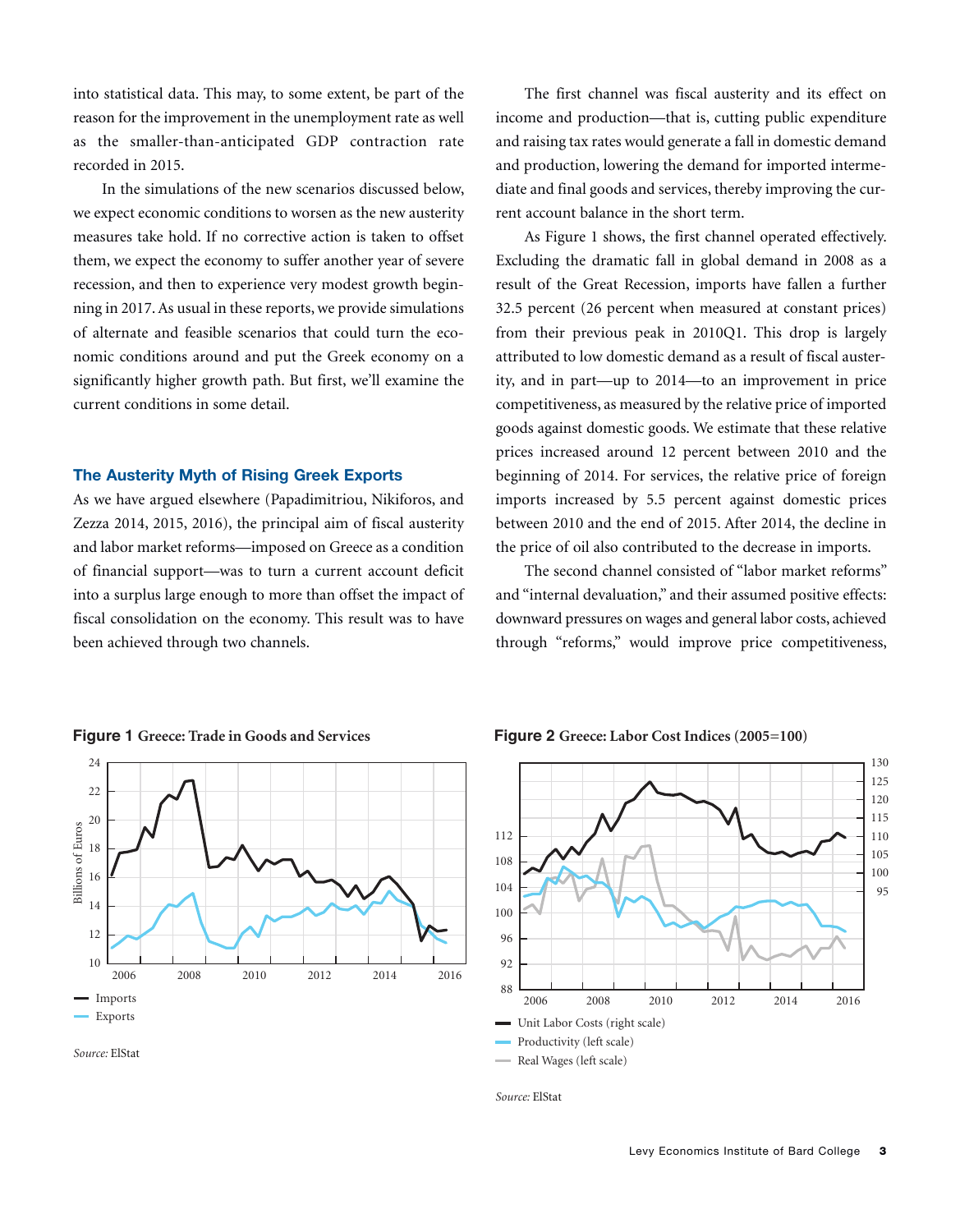into statistical data. This may, to some extent, be part of the reason for the improvement in the unemployment rate as well as the smaller-than-anticipated GDP contraction rate recorded in 2015.

In the simulations of the new scenarios discussed below, we expect economic conditions to worsen as the new austerity measures take hold. If no corrective action is taken to offset them, we expect the economy to suffer another year of severe recession, and then to experience very modest growth beginning in 2017. As usual in these reports, we provide simulations of alternate and feasible scenarios that could turn the economic conditions around and put the Greek economy on a significantly higher growth path. But first, we'll examine the current conditions in some detail.

## The Austerity Myth of Rising Greek Exports

As we have argued elsewhere (Papadimitriou, Nikiforos, and Zezza 2014, 2015, 2016), the principal aim of fiscal austerity and labor market reforms—imposed on Greece as a condition of financial support—was to turn a current account deficit into a surplus large enough to more than offset the impact of fiscal consolidation on the economy. This result was to have been achieved through two channels.

The first channel was fiscal austerity and its effect on income and production—that is, cutting public expenditure and raising tax rates would generate a fall in domestic demand and production, lowering the demand for imported intermediate and final goods and services, thereby improving the current account balance in the short term.

As Figure 1 shows, the first channel operated effectively. Excluding the dramatic fall in global demand in 2008 as a result of the Great Recession, imports have fallen a further 32.5 percent (26 percent when measured at constant prices) from their previous peak in 2010Q1. This drop is largely attributed to low domestic demand as a result of fiscal austerity, and in part—up to 2014—to an improvement in price competitiveness, as measured by the relative price of imported goods against domestic goods. We estimate that these relative prices increased around 12 percent between 2010 and the beginning of 2014. For services, the relative price of foreign imports increased by 5.5 percent against domestic prices between 2010 and the end of 2015. After 2014, the decline in the price of oil also contributed to the decrease in imports.

The second channel consisted of "labor market reforms" and "internal devaluation," and their assumed positive effects: downward pressures on wages and general labor costs, achieved through "reforms," would improve price competitiveness,

**Figure 1** Greece: Trade in Goods and Services

*Source:* ElStat

**Figure 2** Greece: Labor Cost Indices (2005=100)

*Source:* ElStat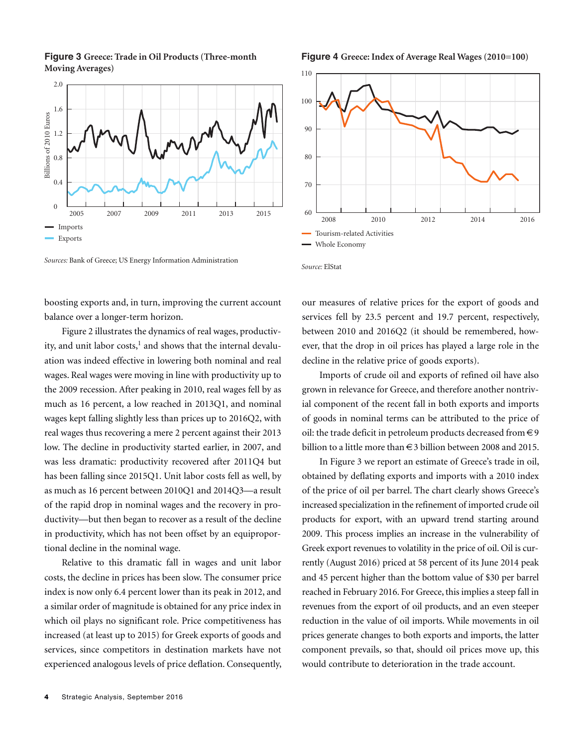**Figure 3** Greece: Trade in Oil Products (Three-month Moving Averages)

*Sources:* Bank of Greece; US Energy Information Administration

**Figure 4** Greece: Index of Average Real Wages (2010=100)

*Source:* ElStat

boosting exports and, in turn, improving the current account balance over a longer-term horizon.

Figure 2 illustrates the dynamics of real wages, productivity, and unit labor costs,[1] and shows that the internal devaluation was indeed effective in lowering both nominal and real wages. Real wages were moving in line with productivity up to the 2009 recession. After peaking in 2010, real wages fell by as much as 16 percent, a low reached in 2013Q1, and nominal wages kept falling slightly less than prices up to 2016Q2, with real wages thus recovering a mere 2 percent against their 2013 low. The decline in productivity started earlier, in 2007, and was less dramatic: productivity recovered after 2011Q4 but has been falling since 2015Q1. Unit labor costs fell as well, by as much as 16 percent between 2010Q1 and 2014Q3—a result of the rapid drop in nominal wages and the recovery in productivity—but then began to recover as a result of the decline in productivity, which has not been offset by an equiproportional decline in the nominal wage.

Relative to this dramatic fall in wages and unit labor costs, the decline in prices has been slow. The consumer price index is now only 6.4 percent lower than its peak in 2012, and a similar order of magnitude is obtained for any price index in which oil plays no significant role. Price competitiveness has increased (at least up to 2015) for Greek exports of goods and services, since competitors in destination markets have not experienced analogous levels of price deflation. Consequently, our measures of relative prices for the export of goods and services fell by 23.5 percent and 19.7 percent, respectively, between 2010 and 2016Q2 (it should be remembered, however, that the drop in oil prices has played a large role in the decline in the relative price of goods exports).

Imports of crude oil and exports of refined oil have also grown in relevance for Greece, and therefore another nontrivial component of the recent fall in both exports and imports of goods in nominal terms can be attributed to the price of oil: the trade deficit in petroleum products decreased from €9 billion to a little more than €3 billion between 2008 and 2015.

In Figure 3 we report an estimate of Greece's trade in oil, obtained by deflating exports and imports with a 2010 index of the price of oil per barrel. The chart clearly shows Greece's increased specialization in the refinement of imported crude oil products for export, with an upward trend starting around 2009. This process implies an increase in the vulnerability of Greek export revenues to volatility in the price of oil. Oil is currently (August 2016) priced at 58 percent of its June 2014 peak and 45 percent higher than the bottom value of $30 per barrel reached in February 2016. For Greece, this implies a steep fall in revenues from the export of oil products, and an even steeper reduction in the value of oil imports. While movements in oil prices generate changes to both exports and imports, the latter component prevails, so that, should oil prices move up, this would contribute to deterioration in the trade account.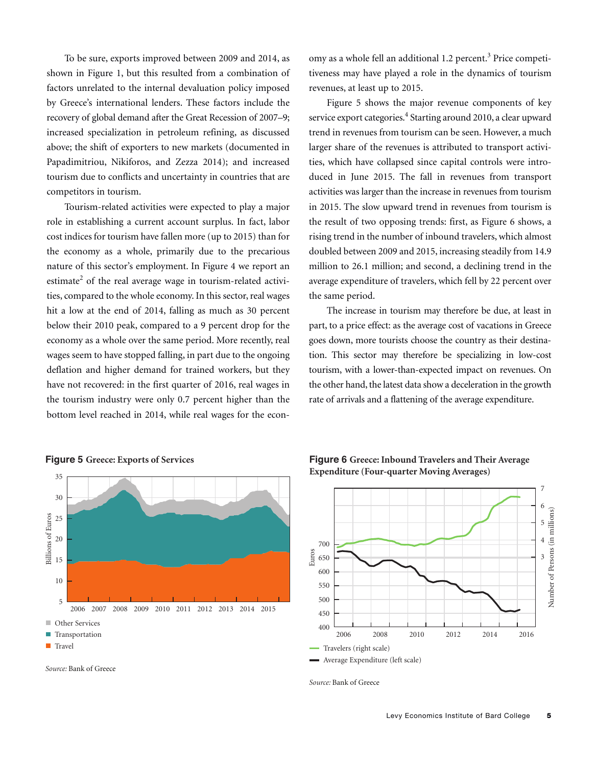To be sure, exports improved between 2009 and 2014, as shown in Figure 1, but this resulted from a combination of factors unrelated to the internal devaluation policy imposed by Greece's international lenders. These factors include the recovery of global demand after the Great Recession of 2007–9; increased specialization in petroleum refining, as discussed above; the shift of exporters to new markets (documented in Papadimitriou, Nikiforos, and Zezza 2014); and increased tourism due to conflicts and uncertainty in countries that are competitors in tourism.

Tourism-related activities were expected to play a major role in establishing a current account surplus. In fact, labor cost indices for tourism have fallen more (up to 2015) than for the economy as a whole, primarily due to the precarious nature of this sector's employment. In Figure 4 we report an estimate[2] of the real average wage in tourism-related activities, compared to the whole economy. In this sector, real wages hit a low at the end of 2014, falling as much as 30 percent below their 2010 peak, compared to a 9 percent drop for the economy as a whole over the same period. More recently, real wages seem to have stopped falling, in part due to the ongoing deflation and higher demand for trained workers, but they have not recovered: in the first quarter of 2016, real wages in the tourism industry were only 0.7 percent higher than the bottom level reached in 2014, while real wages for the economy as a whole fell an additional 1.2 percent.[3] Price competitiveness may have played a role in the dynamics of tourism revenues, at least up to 2015.

Figure 5 shows the major revenue components of key service export categories.[4] Starting around 2010, a clear upward trend in revenues from tourism can be seen. However, a much larger share of the revenues is attributed to transport activities, which have collapsed since capital controls were introduced in June 2015. The fall in revenues from transport activities was larger than the increase in revenues from tourism in 2015. The slow upward trend in revenues from tourism is the result of two opposing trends: first, as Figure 6 shows, a rising trend in the number of inbound travelers, which almost doubled between 2009 and 2015, increasing steadily from 14.9 million to 26.1 million; and second, a declining trend in the average expenditure of travelers, which fell by 22 percent over the same period.

The increase in tourism may therefore be due, at least in part, to a price effect: as the average cost of vacations in Greece goes down, more tourists choose the country as their destination. This sector may therefore be specializing in low-cost tourism, with a lower-than-expected impact on revenues. On the other hand, the latest data show a deceleration in the growth rate of arrivals and a flattening of the average expenditure.

**Figure 5** Greece: Exports of Services

*Source:* Bank of Greece

**Figure 6** Greece: Inbound Travelers and Their Average Expenditure (Four-quarter Moving Averages)

*Source:* Bank of Greece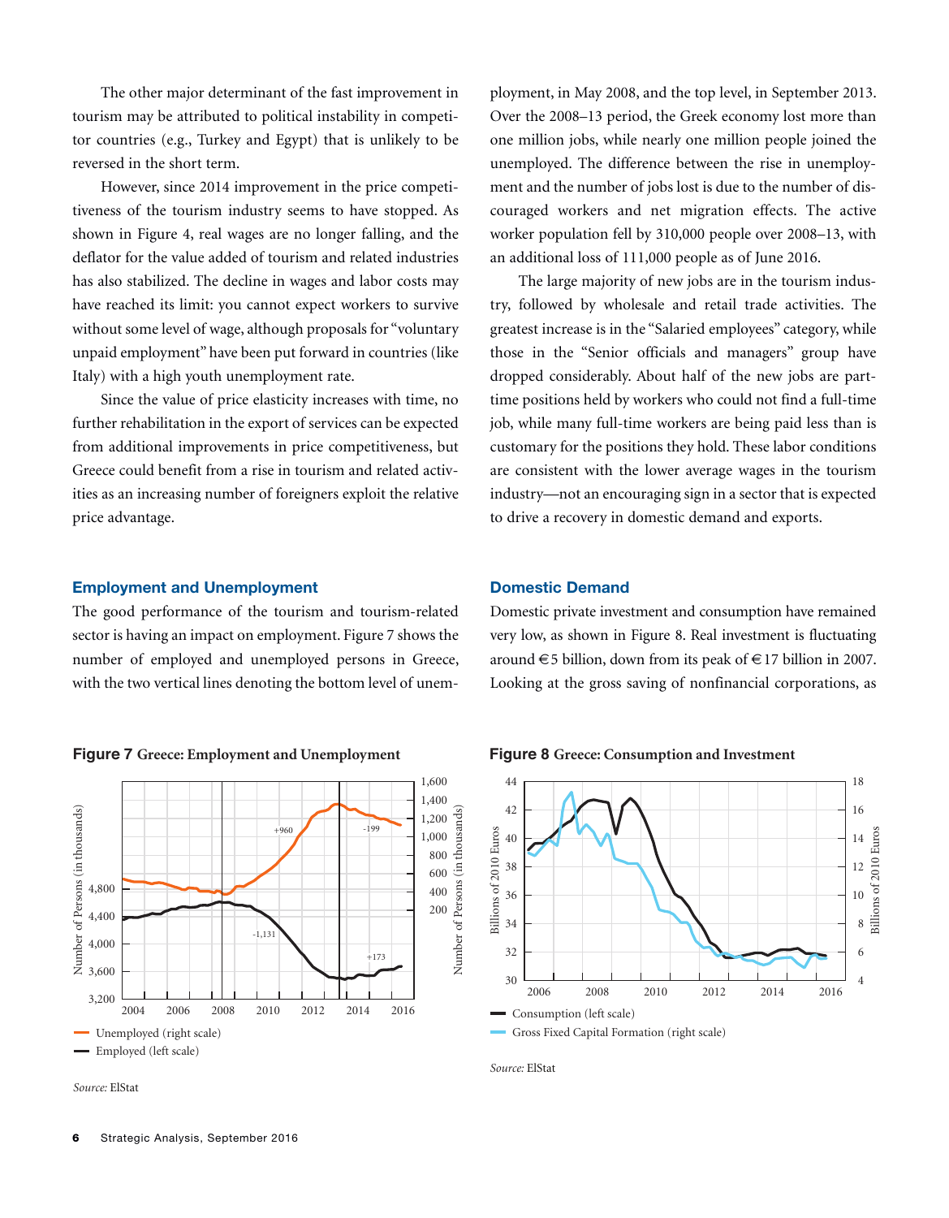The other major determinant of the fast improvement in tourism may be attributed to political instability in competitor countries (e.g., Turkey and Egypt) that is unlikely to be reversed in the short term.

However, since 2014 improvement in the price competitiveness of the tourism industry seems to have stopped. As shown in Figure 4, real wages are no longer falling, and the deflator for the value added of tourism and related industries has also stabilized. The decline in wages and labor costs may have reached its limit: you cannot expect workers to survive without some level of wage, although proposals for "voluntary unpaid employment" have been put forward in countries (like Italy) with a high youth unemployment rate.

Since the value of price elasticity increases with time, no further rehabilitation in the export of services can be expected from additional improvements in price competitiveness, but Greece could benefit from a rise in tourism and related activities as an increasing number of foreigners exploit the relative price advantage.

## Employment and Unemployment

The good performance of the tourism and tourism-related sector is having an impact on employment. Figure 7 shows the number of employed and unemployed persons in Greece, with the two vertical lines denoting the bottom level of unemployment, in May 2008, and the top level, in September 2013. Over the 2008–13 period, the Greek economy lost more than one million jobs, while nearly one million people joined the unemployed. The difference between the rise in unemployment and the number of jobs lost is due to the number of discouraged workers and net migration effects. The active worker population fell by 310,000 people over 2008–13, with an additional loss of 111,000 people as of June 2016.

The large majority of new jobs are in the tourism industry, followed by wholesale and retail trade activities. The greatest increase is in the "Salaried employees" category, while those in the "Senior officials and managers" group have dropped considerably. About half of the new jobs are part-time positions held by workers who could not find a full-time job, while many full-time workers are being paid less than is customary for the positions they hold. These labor conditions are consistent with the lower average wages in the tourism industry—not an encouraging sign in a sector that is expected to drive a recovery in domestic demand and exports.

## Domestic Demand

Domestic private investment and consumption have remained very low, as shown in Figure 8. Real investment is fluctuating around €5 billion, down from its peak of €17 billion in 2007. Looking at the gross saving of nonfinancial corporations, as

**Figure 7** **Greece: Employment and Unemployment**

*Source:* ElStat

**Figure 8** **Greece: Consumption and Investment**

*Source:* ElStat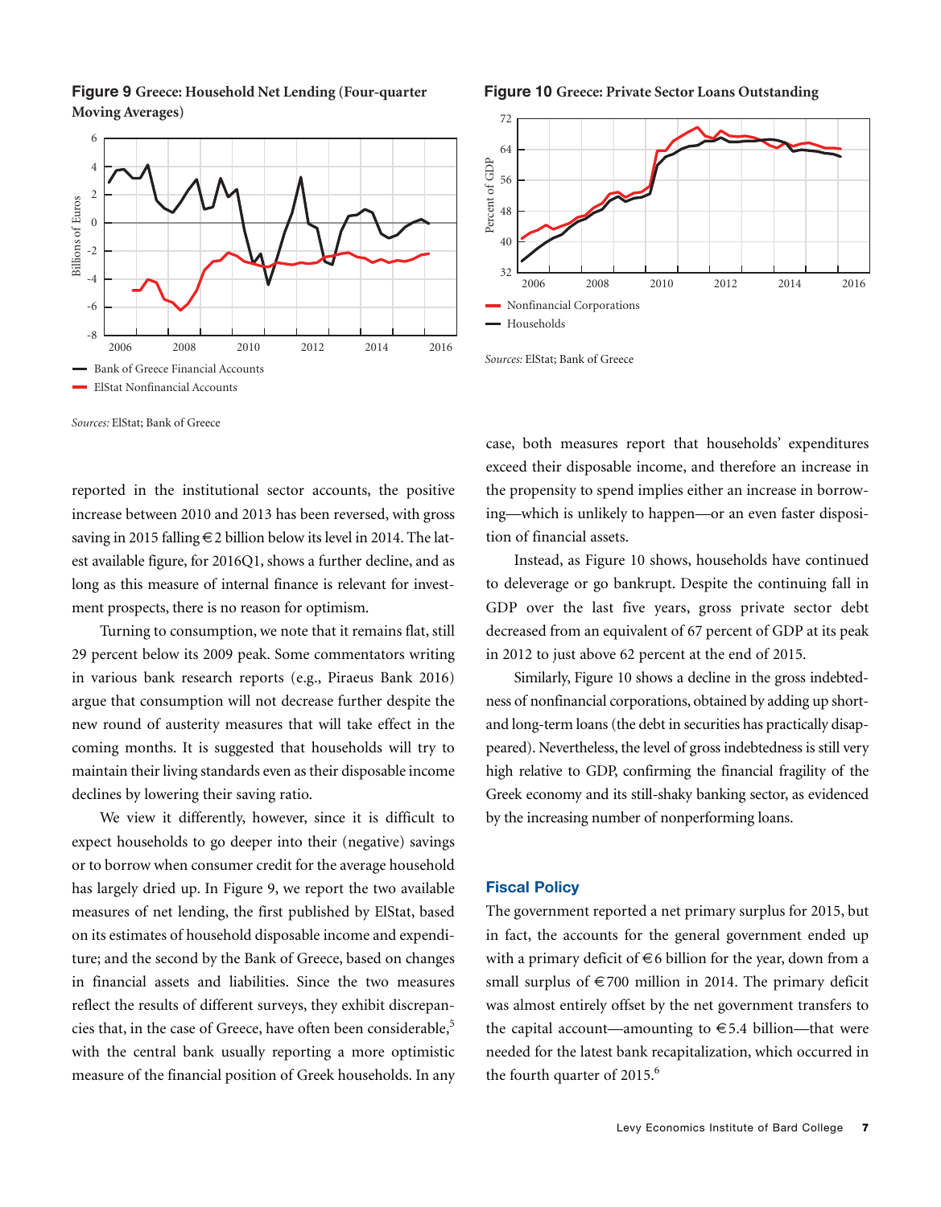**Figure 9** Greece: Household Net Lending (Four-quarter Moving Averages)

Sources: ElStat; Bank of Greece

**Figure 10** Greece: Private Sector Loans Outstanding

Sources: ElStat; Bank of Greece

reported in the institutional sector accounts, the positive increase between 2010 and 2013 has been reversed, with gross saving in 2015 falling €2 billion below its level in 2014. The latest available figure, for 2016Q1, shows a further decline, and as long as this measure of internal finance is relevant for investment prospects, there is no reason for optimism.

Turning to consumption, we note that it remains flat, still 29 percent below its 2009 peak. Some commentators writing in various bank research reports (e.g., Piraeus Bank 2016) argue that consumption will not decrease further despite the new round of austerity measures that will take effect in the coming months. It is suggested that households will try to maintain their living standards even as their disposable income declines by lowering their saving ratio.

We view it differently, however, since it is difficult to expect households to go deeper into their (negative) savings or to borrow when consumer credit for the average household has largely dried up. In Figure 9, we report the two available measures of net lending, the first published by ElStat, based on its estimates of household disposable income and expenditure; and the second by the Bank of Greece, based on changes in financial assets and liabilities. Since the two measures reflect the results of different surveys, they exhibit discrepancies that, in the case of Greece, have often been considerable,[5] with the central bank usually reporting a more optimistic measure of the financial position of Greek households. In any case, both measures report that households' expenditures exceed their disposable income, and therefore an increase in the propensity to spend implies either an increase in borrowing—which is unlikely to happen—or an even faster disposition of financial assets.

Instead, as Figure 10 shows, households have continued to deleverage or go bankrupt. Despite the continuing fall in GDP over the last five years, gross private sector debt decreased from an equivalent of 67 percent of GDP at its peak in 2012 to just above 62 percent at the end of 2015.

Similarly, Figure 10 shows a decline in the gross indebtedness of nonfinancial corporations, obtained by adding up short- and long-term loans (the debt in securities has practically disappeared). Nevertheless, the level of gross indebtedness is still very high relative to GDP, confirming the financial fragility of the Greek economy and its still-shaky banking sector, as evidenced by the increasing number of nonperforming loans.

## Fiscal Policy

The government reported a net primary surplus for 2015, but in fact, the accounts for the general government ended up with a primary deficit of €6 billion for the year, down from a small surplus of €700 million in 2014. The primary deficit was almost entirely offset by the net government transfers to the capital account—amounting to €5.4 billion—that were needed for the latest bank recapitalization, which occurred in the fourth quarter of 2015.[6]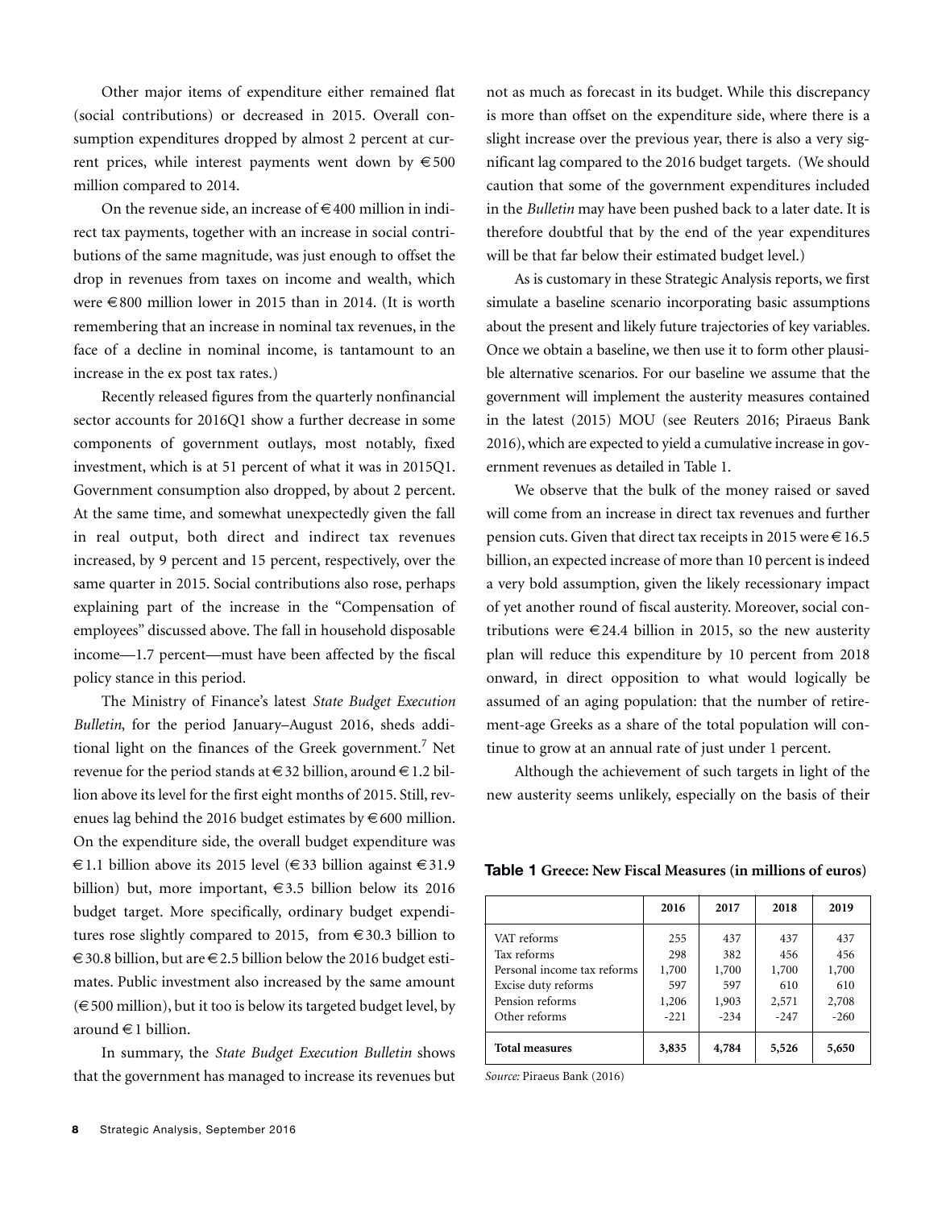Other major items of expenditure either remained flat (social contributions) or decreased in 2015. Overall consumption expenditures dropped by almost 2 percent at current prices, while interest payments went down by €500 million compared to 2014.

On the revenue side, an increase of €400 million in indirect tax payments, together with an increase in social contributions of the same magnitude, was just enough to offset the drop in revenues from taxes on income and wealth, which were €800 million lower in 2015 than in 2014. (It is worth remembering that an increase in nominal tax revenues, in the face of a decline in nominal income, is tantamount to an increase in the ex post tax rates.)

Recently released figures from the quarterly nonfinancial sector accounts for 2016Q1 show a further decrease in some components of government outlays, most notably, fixed investment, which is at 51 percent of what it was in 2015Q1. Government consumption also dropped, by about 2 percent. At the same time, and somewhat unexpectedly given the fall in real output, both direct and indirect tax revenues increased, by 9 percent and 15 percent, respectively, over the same quarter in 2015. Social contributions also rose, perhaps explaining part of the increase in the "Compensation of employees" discussed above. The fall in household disposable income—1.7 percent—must have been affected by the fiscal policy stance in this period.

The Ministry of Finance's latest *State Budget Execution Bulletin*, for the period January–August 2016, sheds additional light on the finances of the Greek government.[7] Net revenue for the period stands at €32 billion, around €1.2 billion above its level for the first eight months of 2015. Still, revenues lag behind the 2016 budget estimates by €600 million. On the expenditure side, the overall budget expenditure was €1.1 billion above its 2015 level (€33 billion against €31.9 billion) but, more important, €3.5 billion below its 2016 budget target. More specifically, ordinary budget expenditures rose slightly compared to 2015, from €30.3 billion to €30.8 billion, but are €2.5 billion below the 2016 budget estimates. Public investment also increased by the same amount (€500 million), but it too is below its targeted budget level, by around €1 billion.

In summary, the *State Budget Execution Bulletin* shows that the government has managed to increase its revenues but not as much as forecast in its budget. While this discrepancy is more than offset on the expenditure side, where there is a slight increase over the previous year, there is also a very significant lag compared to the 2016 budget targets. (We should caution that some of the government expenditures included in the *Bulletin* may have been pushed back to a later date. It is therefore doubtful that by the end of the year expenditures will be that far below their estimated budget level.)

As is customary in these Strategic Analysis reports, we first simulate a baseline scenario incorporating basic assumptions about the present and likely future trajectories of key variables. Once we obtain a baseline, we then use it to form other plausible alternative scenarios. For our baseline we assume that the government will implement the austerity measures contained in the latest (2015) MOU (see Reuters 2016; Piraeus Bank 2016), which are expected to yield a cumulative increase in government revenues as detailed in Table 1.

We observe that the bulk of the money raised or saved will come from an increase in direct tax revenues and further pension cuts. Given that direct tax receipts in 2015 were €16.5 billion, an expected increase of more than 10 percent is indeed a very bold assumption, given the likely recessionary impact of yet another round of fiscal austerity. Moreover, social contributions were €24.4 billion in 2015, so the new austerity plan will reduce this expenditure by 10 percent from 2018 onward, in direct opposition to what would logically be assumed of an aging population: that the number of retirement-age Greeks as a share of the total population will continue to grow at an annual rate of just under 1 percent.

Although the achievement of such targets in light of the new austerity seems unlikely, especially on the basis of their

**Table 1** Greece: New Fiscal Measures (in millions of euros)

| | 2016 | 2017 | 2018 | 2019 |
|---|---|---|---|---|
| VAT reforms | 255 | 437 | 437 | 437 |
| Tax reforms | 298 | 382 | 456 | 456 |
| Personal income tax reforms | 1,700 | 1,700 | 1,700 | 1,700 |
| Excise duty reforms | 597 | 597 | 610 | 610 |
| Pension reforms | 1,206 | 1,903 | 2,571 | 2,708 |
| Other reforms | -221 | -234 | -247 | -260 |
| **Total measures** | **3,835** | **4,784** | **5,526** | **5,650** |

*Source:* Piraeus Bank (2016)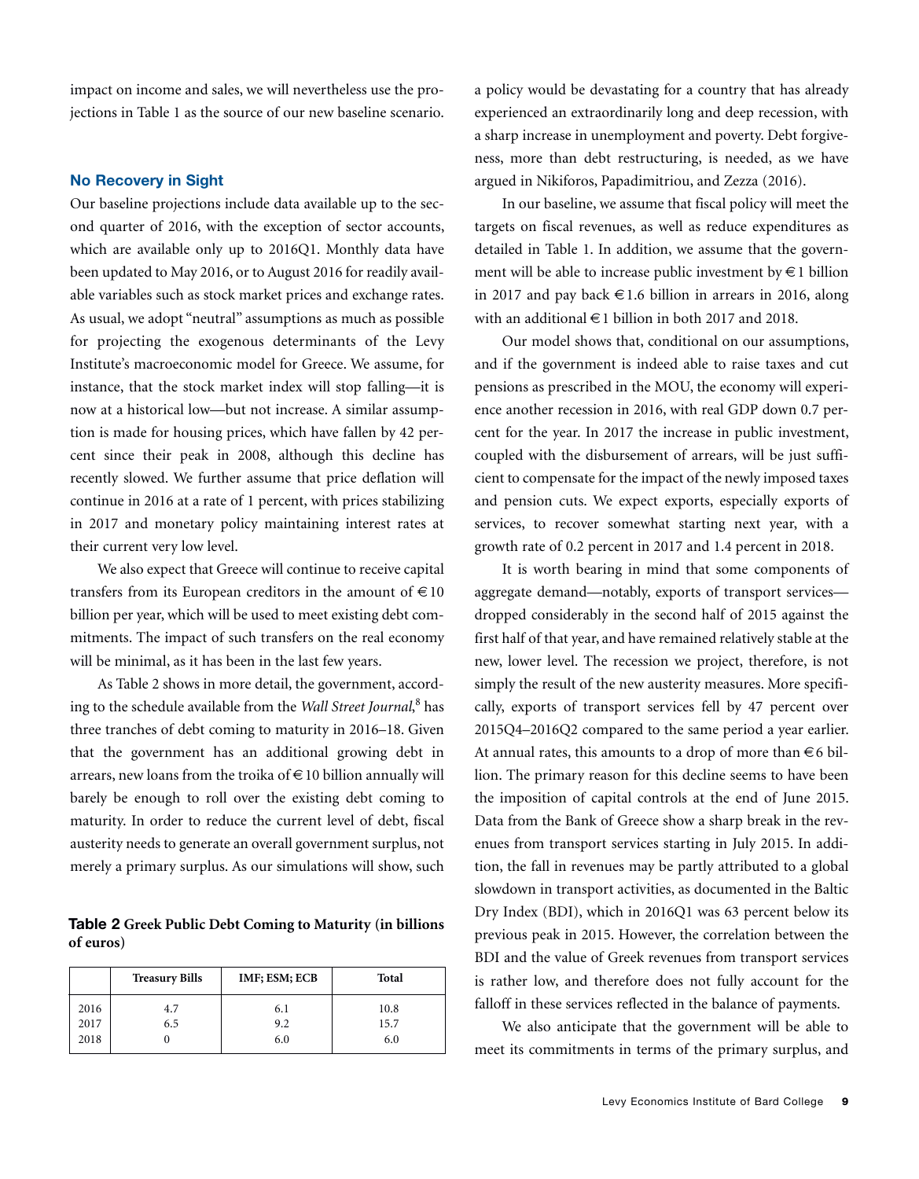impact on income and sales, we will nevertheless use the projections in Table 1 as the source of our new baseline scenario.

### No Recovery in Sight

Our baseline projections include data available up to the second quarter of 2016, with the exception of sector accounts, which are available only up to 2016Q1. Monthly data have been updated to May 2016, or to August 2016 for readily available variables such as stock market prices and exchange rates. As usual, we adopt "neutral" assumptions as much as possible for projecting the exogenous determinants of the Levy Institute's macroeconomic model for Greece. We assume, for instance, that the stock market index will stop falling—it is now at a historical low—but not increase. A similar assumption is made for housing prices, which have fallen by 42 percent since their peak in 2008, although this decline has recently slowed. We further assume that price deflation will continue in 2016 at a rate of 1 percent, with prices stabilizing in 2017 and monetary policy maintaining interest rates at their current very low level.

We also expect that Greece will continue to receive capital transfers from its European creditors in the amount of €10 billion per year, which will be used to meet existing debt commitments. The impact of such transfers on the real economy will be minimal, as it has been in the last few years.

As Table 2 shows in more detail, the government, according to the schedule available from the *Wall Street Journal*,[8] has three tranches of debt coming to maturity in 2016–18. Given that the government has an additional growing debt in arrears, new loans from the troika of €10 billion annually will barely be enough to roll over the existing debt coming to maturity. In order to reduce the current level of debt, fiscal austerity needs to generate an overall government surplus, not merely a primary surplus. As our simulations will show, such a policy would be devastating for a country that has already experienced an extraordinarily long and deep recession, with a sharp increase in unemployment and poverty. Debt forgiveness, more than debt restructuring, is needed, as we have argued in Nikiforos, Papadimitriou, and Zezza (2016).

**Table 2 Greek Public Debt Coming to Maturity (in billions of euros)**

| | Treasury Bills | IMF; ESM; ECB | Total |
|---|---|---|---|
| 2016 | 4.7 | 6.1 | 10.8 |
| 2017 | 6.5 | 9.2 | 15.7 |
| 2018 | 0 | 6.0 | 6.0 |

In our baseline, we assume that fiscal policy will meet the targets on fiscal revenues, as well as reduce expenditures as detailed in Table 1. In addition, we assume that the government will be able to increase public investment by €1 billion in 2017 and pay back €1.6 billion in arrears in 2016, along with an additional €1 billion in both 2017 and 2018.

Our model shows that, conditional on our assumptions, and if the government is indeed able to raise taxes and cut pensions as prescribed in the MOU, the economy will experience another recession in 2016, with real GDP down 0.7 percent for the year. In 2017 the increase in public investment, coupled with the disbursement of arrears, will be just sufficient to compensate for the impact of the newly imposed taxes and pension cuts. We expect exports, especially exports of services, to recover somewhat starting next year, with a growth rate of 0.2 percent in 2017 and 1.4 percent in 2018.

It is worth bearing in mind that some components of aggregate demand—notably, exports of transport services—dropped considerably in the second half of 2015 against the first half of that year, and have remained relatively stable at the new, lower level. The recession we project, therefore, is not simply the result of the new austerity measures. More specifically, exports of transport services fell by 47 percent over 2015Q4–2016Q2 compared to the same period a year earlier. At annual rates, this amounts to a drop of more than €6 billion. The primary reason for this decline seems to have been the imposition of capital controls at the end of June 2015. Data from the Bank of Greece show a sharp break in the revenues from transport services starting in July 2015. In addition, the fall in revenues may be partly attributed to a global slowdown in transport activities, as documented in the Baltic Dry Index (BDI), which in 2016Q1 was 63 percent below its previous peak in 2015. However, the correlation between the BDI and the value of Greek revenues from transport services is rather low, and therefore does not fully account for the falloff in these services reflected in the balance of payments.

We also anticipate that the government will be able to meet its commitments in terms of the primary surplus, and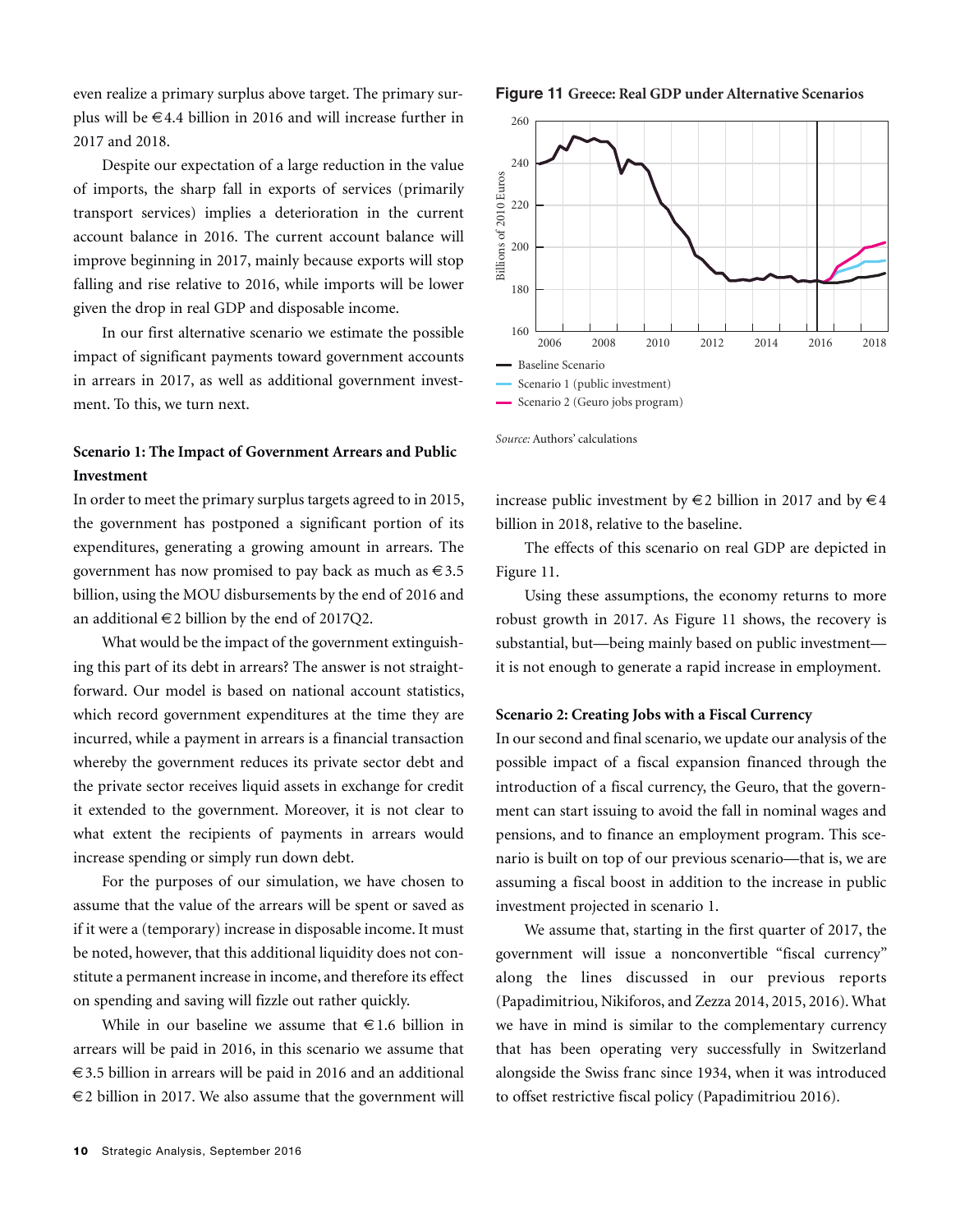even realize a primary surplus above target. The primary surplus will be €4.4 billion in 2016 and will increase further in 2017 and 2018.

Despite our expectation of a large reduction in the value of imports, the sharp fall in exports of services (primarily transport services) implies a deterioration in the current account balance in 2016. The current account balance will improve beginning in 2017, mainly because exports will stop falling and rise relative to 2016, while imports will be lower given the drop in real GDP and disposable income.

In our first alternative scenario we estimate the possible impact of significant payments toward government accounts in arrears in 2017, as well as additional government investment. To this, we turn next.

### Scenario 1: The Impact of Government Arrears and Public Investment

In order to meet the primary surplus targets agreed to in 2015, the government has postponed a significant portion of its expenditures, generating a growing amount in arrears. The government has now promised to pay back as much as €3.5 billion, using the MOU disbursements by the end of 2016 and an additional €2 billion by the end of 2017Q2.

What would be the impact of the government extinguishing this part of its debt in arrears? The answer is not straightforward. Our model is based on national account statistics, which record government expenditures at the time they are incurred, while a payment in arrears is a financial transaction whereby the government reduces its private sector debt and the private sector receives liquid assets in exchange for credit it extended to the government. Moreover, it is not clear to what extent the recipients of payments in arrears would increase spending or simply run down debt.

For the purposes of our simulation, we have chosen to assume that the value of the arrears will be spent or saved as if it were a (temporary) increase in disposable income. It must be noted, however, that this additional liquidity does not constitute a permanent increase in income, and therefore its effect on spending and saving will fizzle out rather quickly.

While in our baseline we assume that €1.6 billion in arrears will be paid in 2016, in this scenario we assume that €3.5 billion in arrears will be paid in 2016 and an additional €2 billion in 2017. We also assume that the government will increase public investment by €2 billion in 2017 and by €4 billion in 2018, relative to the baseline.

**Figure 11** **Greece: Real GDP under Alternative Scenarios**

Billions of 2010 Euros

— Baseline Scenario
— Scenario 1 (public investment)
— Scenario 2 (Geuro jobs program)

*Source:* Authors' calculations

The effects of this scenario on real GDP are depicted in Figure 11.

Using these assumptions, the economy returns to more robust growth in 2017. As Figure 11 shows, the recovery is substantial, but—being mainly based on public investment—it is not enough to generate a rapid increase in employment.

### Scenario 2: Creating Jobs with a Fiscal Currency

In our second and final scenario, we update our analysis of the possible impact of a fiscal expansion financed through the introduction of a fiscal currency, the Geuro, that the government can start issuing to avoid the fall in nominal wages and pensions, and to finance an employment program. This scenario is built on top of our previous scenario—that is, we are assuming a fiscal boost in addition to the increase in public investment projected in scenario 1.

We assume that, starting in the first quarter of 2017, the government will issue a nonconvertible "fiscal currency" along the lines discussed in our previous reports (Papadimitriou, Nikiforos, and Zezza 2014, 2015, 2016). What we have in mind is similar to the complementary currency that has been operating very successfully in Switzerland alongside the Swiss franc since 1934, when it was introduced to offset restrictive fiscal policy (Papadimitriou 2016).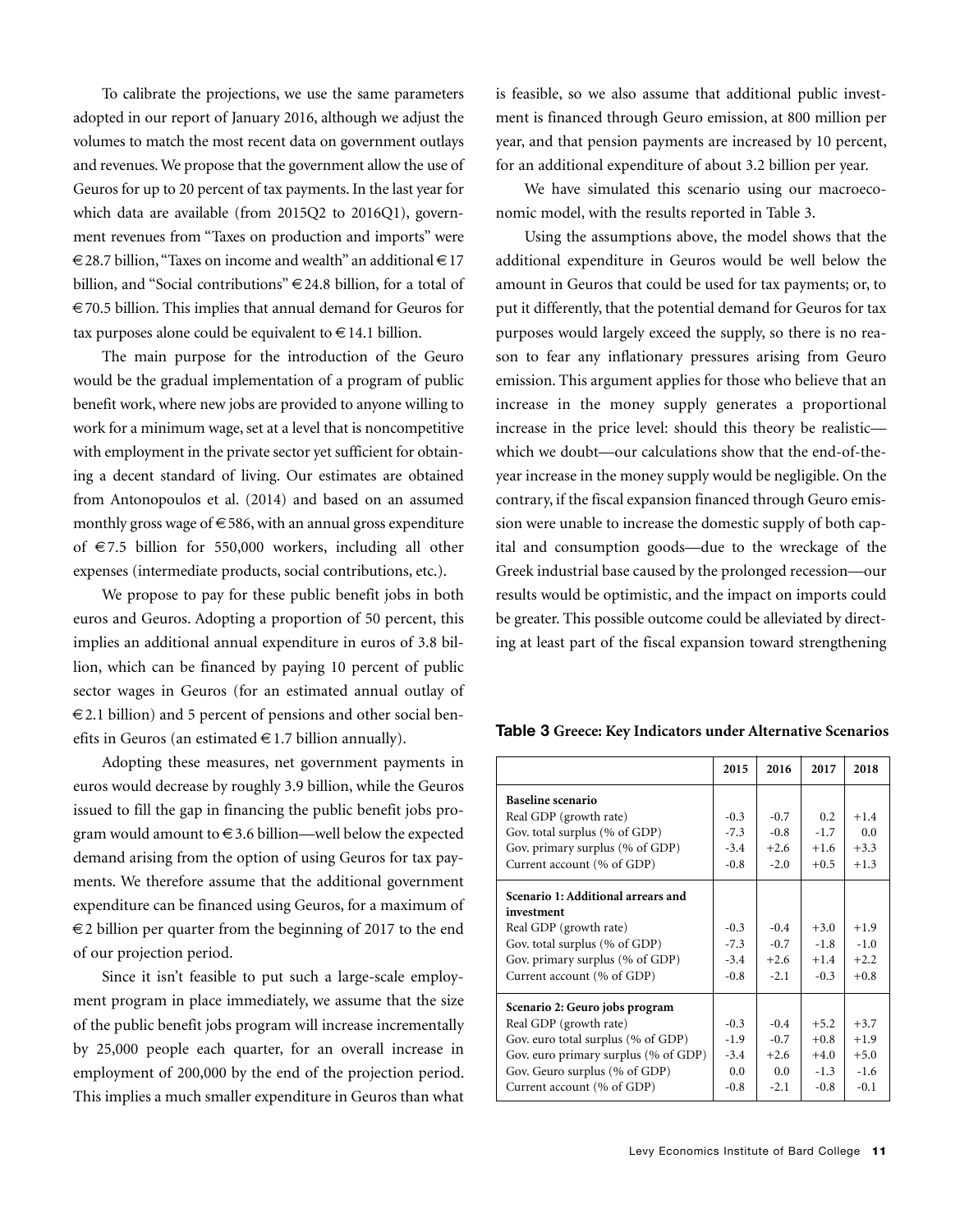To calibrate the projections, we use the same parameters adopted in our report of January 2016, although we adjust the volumes to match the most recent data on government outlays and revenues. We propose that the government allow the use of Geuros for up to 20 percent of tax payments. In the last year for which data are available (from 2015Q2 to 2016Q1), government revenues from "Taxes on production and imports" were €28.7 billion, "Taxes on income and wealth" an additional €17 billion, and "Social contributions" €24.8 billion, for a total of €70.5 billion. This implies that annual demand for Geuros for tax purposes alone could be equivalent to €14.1 billion.

The main purpose for the introduction of the Geuro would be the gradual implementation of a program of public benefit work, where new jobs are provided to anyone willing to work for a minimum wage, set at a level that is noncompetitive with employment in the private sector yet sufficient for obtaining a decent standard of living. Our estimates are obtained from Antonopoulos et al. (2014) and based on an assumed monthly gross wage of €586, with an annual gross expenditure of €7.5 billion for 550,000 workers, including all other expenses (intermediate products, social contributions, etc.).

We propose to pay for these public benefit jobs in both euros and Geuros. Adopting a proportion of 50 percent, this implies an additional annual expenditure in euros of 3.8 billion, which can be financed by paying 10 percent of public sector wages in Geuros (for an estimated annual outlay of €2.1 billion) and 5 percent of pensions and other social benefits in Geuros (an estimated €1.7 billion annually).

Adopting these measures, net government payments in euros would decrease by roughly 3.9 billion, while the Geuros issued to fill the gap in financing the public benefit jobs program would amount to €3.6 billion—well below the expected demand arising from the option of using Geuros for tax payments. We therefore assume that the additional government expenditure can be financed using Geuros, for a maximum of €2 billion per quarter from the beginning of 2017 to the end of our projection period.

Since it isn't feasible to put such a large-scale employment program in place immediately, we assume that the size of the public benefit jobs program will increase incrementally by 25,000 people each quarter, for an overall increase in employment of 200,000 by the end of the projection period. This implies a much smaller expenditure in Geuros than what is feasible, so we also assume that additional public investment is financed through Geuro emission, at 800 million per year, and that pension payments are increased by 10 percent, for an additional expenditure of about 3.2 billion per year.

We have simulated this scenario using our macroeconomic model, with the results reported in Table 3.

Using the assumptions above, the model shows that the additional expenditure in Geuros would be well below the amount in Geuros that could be used for tax payments; or, to put it differently, that the potential demand for Geuros for tax purposes would largely exceed the supply, so there is no reason to fear any inflationary pressures arising from Geuro emission. This argument applies for those who believe that an increase in the money supply generates a proportional increase in the price level: should this theory be realistic—which we doubt—our calculations show that the end-of-the-year increase in the money supply would be negligible. On the contrary, if the fiscal expansion financed through Geuro emission were unable to increase the domestic supply of both capital and consumption goods—due to the wreckage of the Greek industrial base caused by the prolonged recession—our results would be optimistic, and the impact on imports could be greater. This possible outcome could be alleviated by directing at least part of the fiscal expansion toward strengthening

**Table 3 Greece: Key Indicators under Alternative Scenarios**

| | 2015 | 2016 | 2017 | 2018 |
|---|---|---|---|---|
| **Baseline scenario** | | | | |
| Real GDP (growth rate) | -0.3 | -0.7 | 0.2 | +1.4 |
| Gov. total surplus (% of GDP) | -7.3 | -0.8 | -1.7 | 0.0 |
| Gov. primary surplus (% of GDP) | -3.4 | +2.6 | +1.6 | +3.3 |
| Current account (% of GDP) | -0.8 | -2.0 | +0.5 | +1.3 |
| **Scenario 1: Additional arrears and investment** | | | | |
| Real GDP (growth rate) | -0.3 | -0.4 | +3.0 | +1.9 |
| Gov. total surplus (% of GDP) | -7.3 | -0.7 | -1.8 | -1.0 |
| Gov. primary surplus (% of GDP) | -3.4 | +2.6 | +1.4 | +2.2 |
| Current account (% of GDP) | -0.8 | -2.1 | -0.3 | +0.8 |
| **Scenario 2: Geuro jobs program** | | | | |
| Real GDP (growth rate) | -0.3 | -0.4 | +5.2 | +3.7 |
| Gov. euro total surplus (% of GDP) | -1.9 | -0.7 | +0.8 | +1.9 |
| Gov. euro primary surplus (% of GDP) | -3.4 | +2.6 | +4.0 | +5.0 |
| Gov. Geuro surplus (% of GDP) | 0.0 | 0.0 | -1.3 | -1.6 |
| Current account (% of GDP) | -0.8 | -2.1 | -0.8 | -0.1 |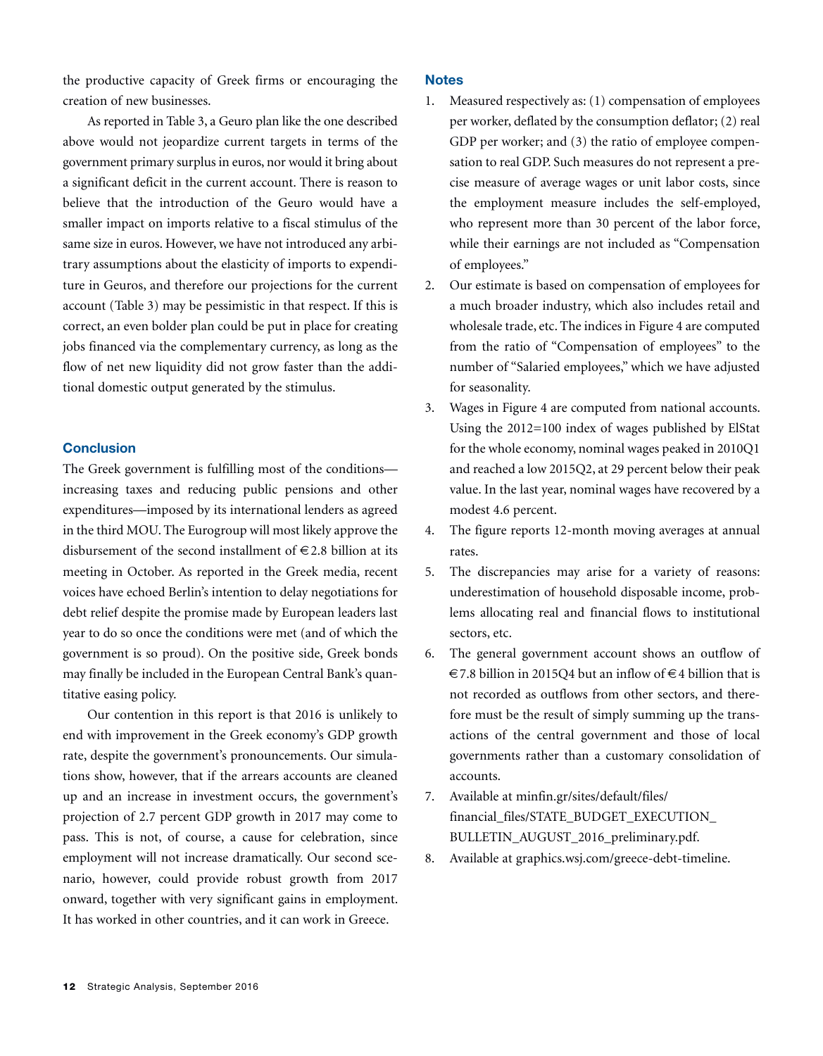the productive capacity of Greek firms or encouraging the creation of new businesses.

As reported in Table 3, a Geuro plan like the one described above would not jeopardize current targets in terms of the government primary surplus in euros, nor would it bring about a significant deficit in the current account. There is reason to believe that the introduction of the Geuro would have a smaller impact on imports relative to a fiscal stimulus of the same size in euros. However, we have not introduced any arbitrary assumptions about the elasticity of imports to expenditure in Geuros, and therefore our projections for the current account (Table 3) may be pessimistic in that respect. If this is correct, an even bolder plan could be put in place for creating jobs financed via the complementary currency, as long as the flow of net new liquidity did not grow faster than the additional domestic output generated by the stimulus.

## Conclusion

The Greek government is fulfilling most of the conditions—increasing taxes and reducing public pensions and other expenditures—imposed by its international lenders as agreed in the third MOU. The Eurogroup will most likely approve the disbursement of the second installment of €2.8 billion at its meeting in October. As reported in the Greek media, recent voices have echoed Berlin's intention to delay negotiations for debt relief despite the promise made by European leaders last year to do so once the conditions were met (and of which the government is so proud). On the positive side, Greek bonds may finally be included in the European Central Bank's quantitative easing policy.

Our contention in this report is that 2016 is unlikely to end with improvement in the Greek economy's GDP growth rate, despite the government's pronouncements. Our simulations show, however, that if the arrears accounts are cleaned up and an increase in investment occurs, the government's projection of 2.7 percent GDP growth in 2017 may come to pass. This is not, of course, a cause for celebration, since employment will not increase dramatically. Our second scenario, however, could provide robust growth from 2017 onward, together with very significant gains in employment. It has worked in other countries, and it can work in Greece.

## Notes

1. Measured respectively as: (1) compensation of employees per worker, deflated by the consumption deflator; (2) real GDP per worker; and (3) the ratio of employee compensation to real GDP. Such measures do not represent a precise measure of average wages or unit labor costs, since the employment measure includes the self-employed, who represent more than 30 percent of the labor force, while their earnings are not included as "Compensation of employees."
2. Our estimate is based on compensation of employees for a much broader industry, which also includes retail and wholesale trade, etc. The indices in Figure 4 are computed from the ratio of "Compensation of employees" to the number of "Salaried employees," which we have adjusted for seasonality.
3. Wages in Figure 4 are computed from national accounts. Using the 2012=100 index of wages published by ElStat for the whole economy, nominal wages peaked in 2010Q1 and reached a low 2015Q2, at 29 percent below their peak value. In the last year, nominal wages have recovered by a modest 4.6 percent.
4. The figure reports 12-month moving averages at annual rates.
5. The discrepancies may arise for a variety of reasons: underestimation of household disposable income, problems allocating real and financial flows to institutional sectors, etc.
6. The general government account shows an outflow of €7.8 billion in 2015Q4 but an inflow of €4 billion that is not recorded as outflows from other sectors, and therefore must be the result of simply summing up the transactions of the central government and those of local governments rather than a customary consolidation of accounts.
7. Available at minfin.gr/sites/default/files/financial_files/STATE_BUDGET_EXECUTION_BULLETIN_AUGUST_2016_preliminary.pdf.
8. Available at graphics.wsj.com/greece-debt-timeline.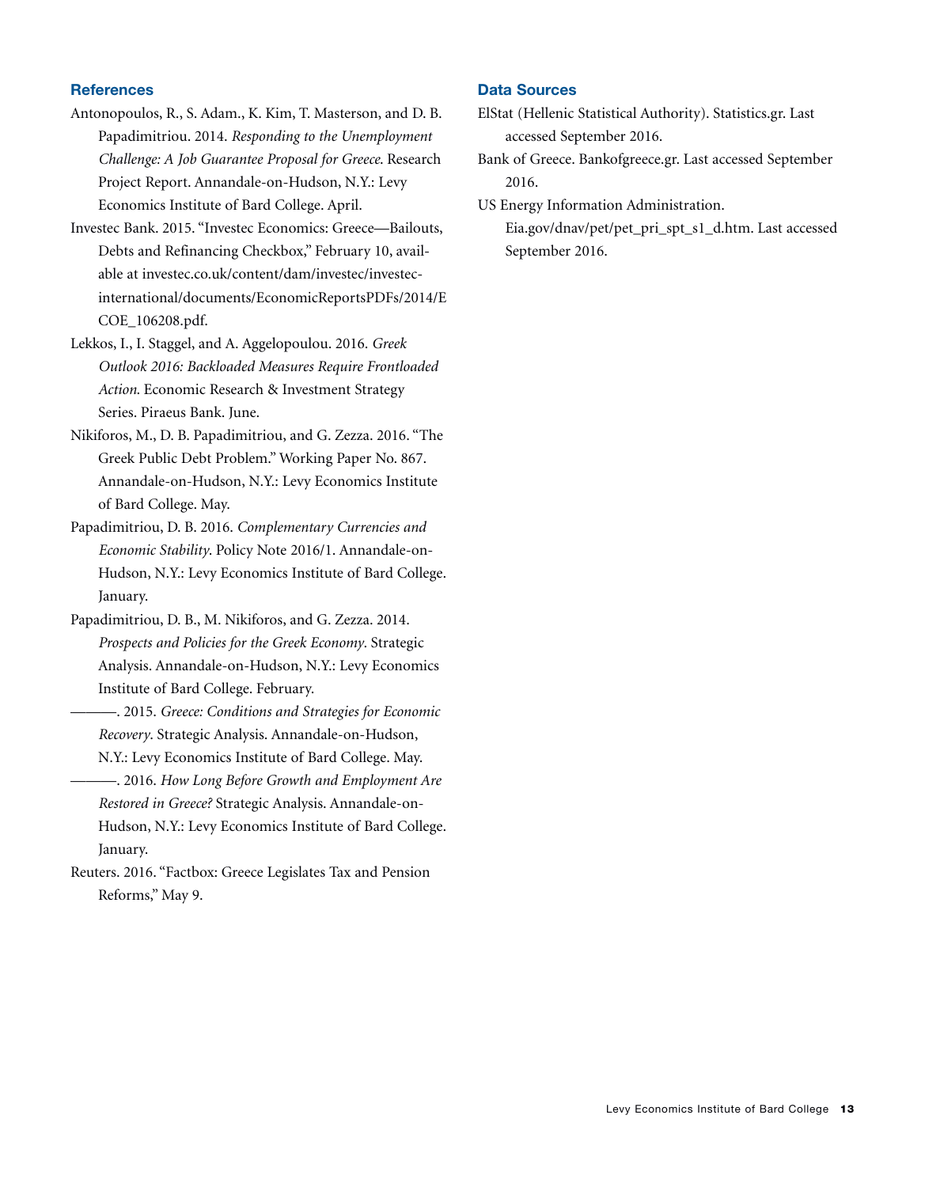## References

Antonopoulos, R., S. Adam., K. Kim, T. Masterson, and D. B. Papadimitriou. 2014. *Responding to the Unemployment Challenge: A Job Guarantee Proposal for Greece*. Research Project Report. Annandale-on-Hudson, N.Y.: Levy Economics Institute of Bard College. April.

Investec Bank. 2015. "Investec Economics: Greece—Bailouts, Debts and Refinancing Checkbox," February 10, available at investec.co.uk/content/dam/investec/investec-international/documents/EconomicReportsPDFs/2014/ECOE_106208.pdf.

Lekkos, I., I. Staggel, and A. Aggelopoulou. 2016. *Greek Outlook 2016: Backloaded Measures Require Frontloaded Action*. Economic Research & Investment Strategy Series. Piraeus Bank. June.

Nikiforos, M., D. B. Papadimitriou, and G. Zezza. 2016. "The Greek Public Debt Problem." Working Paper No. 867. Annandale-on-Hudson, N.Y.: Levy Economics Institute of Bard College. May.

Papadimitriou, D. B. 2016. *Complementary Currencies and Economic Stability*. Policy Note 2016/1. Annandale-on-Hudson, N.Y.: Levy Economics Institute of Bard College. January.

Papadimitriou, D. B., M. Nikiforos, and G. Zezza. 2014. *Prospects and Policies for the Greek Economy*. Strategic Analysis. Annandale-on-Hudson, N.Y.: Levy Economics Institute of Bard College. February.

———. 2015. *Greece: Conditions and Strategies for Economic Recovery*. Strategic Analysis. Annandale-on-Hudson, N.Y.: Levy Economics Institute of Bard College. May.

———. 2016. *How Long Before Growth and Employment Are Restored in Greece?* Strategic Analysis. Annandale-on-Hudson, N.Y.: Levy Economics Institute of Bard College. January.

Reuters. 2016. "Factbox: Greece Legislates Tax and Pension Reforms," May 9.

## Data Sources

ElStat (Hellenic Statistical Authority). Statistics.gr. Last accessed September 2016.

Bank of Greece. Bankofgreece.gr. Last accessed September 2016.

US Energy Information Administration. Eia.gov/dnav/pet/pet_pri_spt_s1_d.htm. Last accessed September 2016.